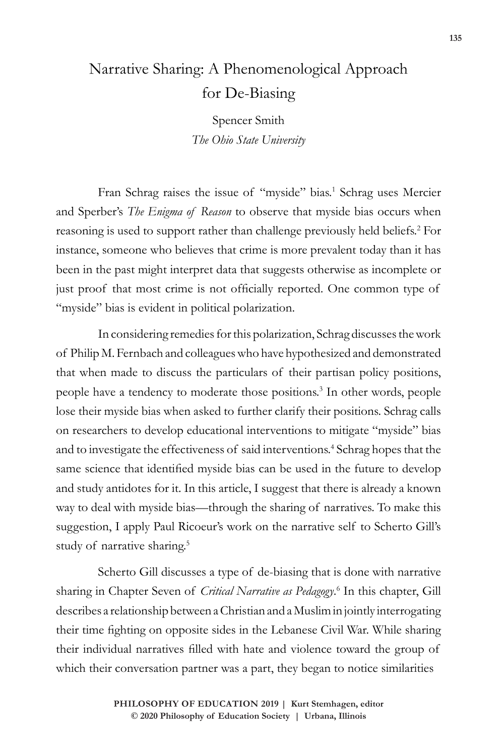# Narrative Sharing: A Phenomenological Approach for De-Biasing

Spencer Smith

*The Ohio State University*

Fran Schrag raises the issue of "myside" bias.[1] Schrag uses Mercier and Sperber's *The Enigma of Reason* to observe that myside bias occurs when reasoning is used to support rather than challenge previously held beliefs.[2] For instance, someone who believes that crime is more prevalent today than it has been in the past might interpret data that suggests otherwise as incomplete or just proof that most crime is not officially reported. One common type of "myside" bias is evident in political polarization.

In considering remedies for this polarization, Schrag discusses the work of Philip M. Fernbach and colleagues who have hypothesized and demonstrated that when made to discuss the particulars of their partisan policy positions, people have a tendency to moderate those positions.[3] In other words, people lose their myside bias when asked to further clarify their positions. Schrag calls on researchers to develop educational interventions to mitigate "myside" bias and to investigate the effectiveness of said interventions.[4] Schrag hopes that the same science that identified myside bias can be used in the future to develop and study antidotes for it. In this article, I suggest that there is already a known way to deal with myside bias—through the sharing of narratives. To make this suggestion, I apply Paul Ricoeur's work on the narrative self to Scherto Gill's study of narrative sharing.[5]

Scherto Gill discusses a type of de-biasing that is done with narrative sharing in Chapter Seven of *Critical Narrative as Pedagogy*.[6] In this chapter, Gill describes a relationship between a Christian and a Muslim in jointly interrogating their time fighting on opposite sides in the Lebanese Civil War. While sharing their individual narratives filled with hate and violence toward the group of which their conversation partner was a part, they began to notice similarities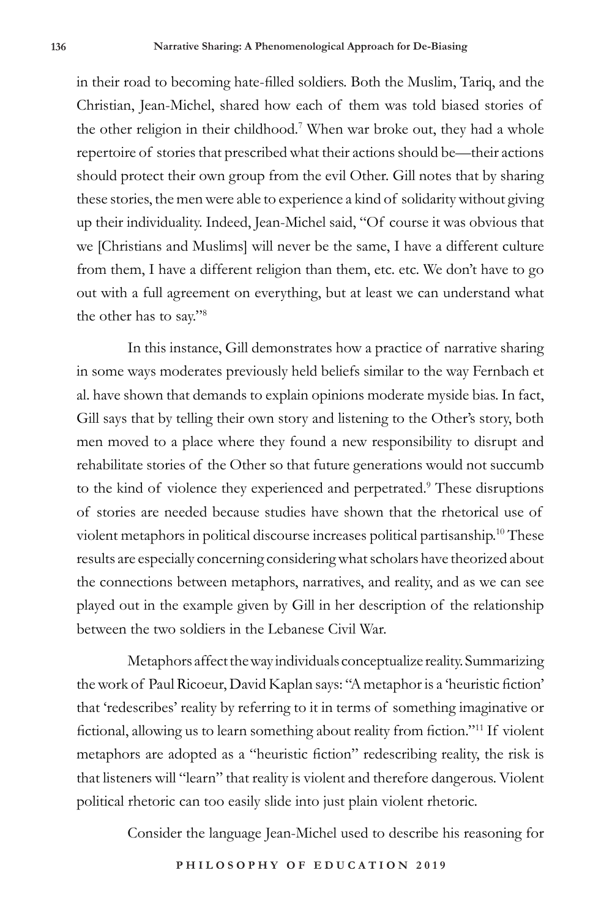in their road to becoming hate-filled soldiers. Both the Muslim, Tariq, and the Christian, Jean-Michel, shared how each of them was told biased stories of the other religion in their childhood.[7] When war broke out, they had a whole repertoire of stories that prescribed what their actions should be—their actions should protect their own group from the evil Other. Gill notes that by sharing these stories, the men were able to experience a kind of solidarity without giving up their individuality. Indeed, Jean-Michel said, "Of course it was obvious that we [Christians and Muslims] will never be the same, I have a different culture from them, I have a different religion than them, etc. etc. We don't have to go out with a full agreement on everything, but at least we can understand what the other has to say."[8]

In this instance, Gill demonstrates how a practice of narrative sharing in some ways moderates previously held beliefs similar to the way Fernbach et al. have shown that demands to explain opinions moderate myside bias. In fact, Gill says that by telling their own story and listening to the Other's story, both men moved to a place where they found a new responsibility to disrupt and rehabilitate stories of the Other so that future generations would not succumb to the kind of violence they experienced and perpetrated.[9] These disruptions of stories are needed because studies have shown that the rhetorical use of violent metaphors in political discourse increases political partisanship.[10] These results are especially concerning considering what scholars have theorized about the connections between metaphors, narratives, and reality, and as we can see played out in the example given by Gill in her description of the relationship between the two soldiers in the Lebanese Civil War.

Metaphors affect the way individuals conceptualize reality. Summarizing the work of Paul Ricoeur, David Kaplan says: "A metaphor is a 'heuristic fiction' that 'redescribes' reality by referring to it in terms of something imaginative or fictional, allowing us to learn something about reality from fiction."[11] If violent metaphors are adopted as a "heuristic fiction" redescribing reality, the risk is that listeners will "learn" that reality is violent and therefore dangerous. Violent political rhetoric can too easily slide into just plain violent rhetoric.

Consider the language Jean-Michel used to describe his reasoning for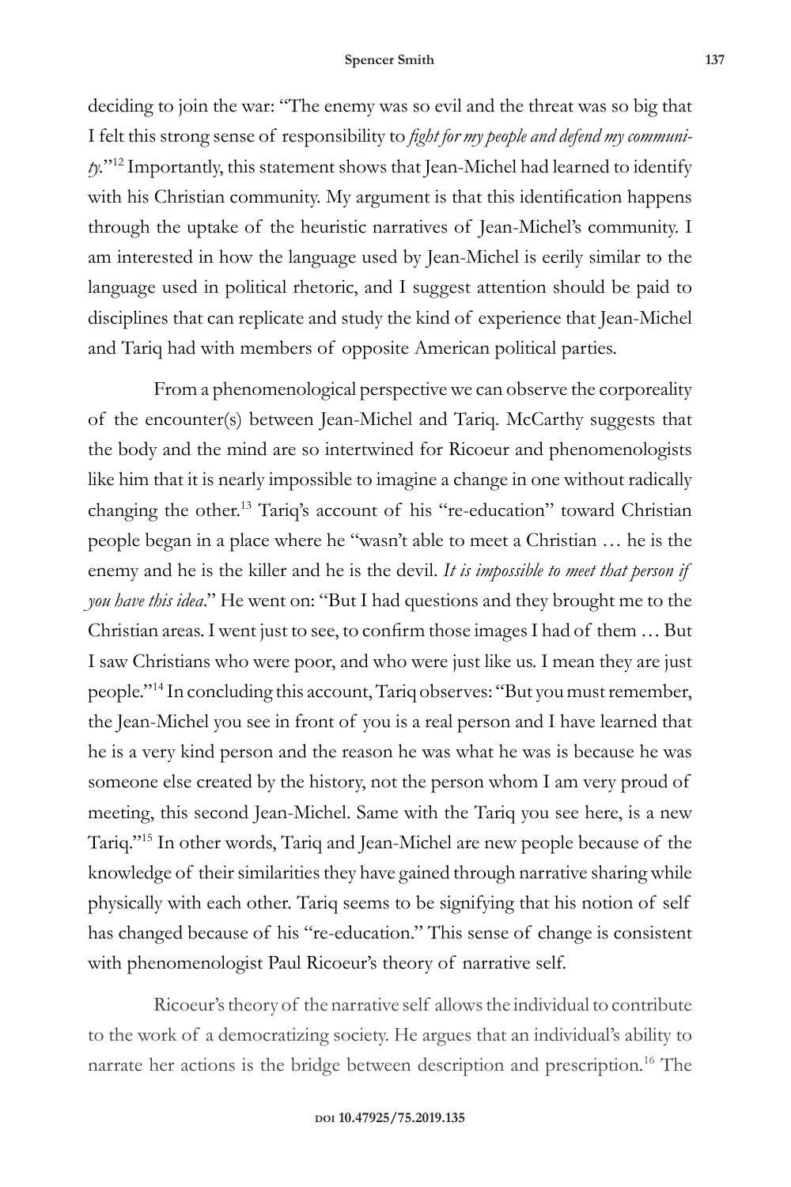deciding to join the war: "The enemy was so evil and the threat was so big that I felt this strong sense of responsibility to *fight for my people and defend my community*."[12] Importantly, this statement shows that Jean-Michel had learned to identify with his Christian community. My argument is that this identification happens through the uptake of the heuristic narratives of Jean-Michel's community. I am interested in how the language used by Jean-Michel is eerily similar to the language used in political rhetoric, and I suggest attention should be paid to disciplines that can replicate and study the kind of experience that Jean-Michel and Tariq had with members of opposite American political parties.

From a phenomenological perspective we can observe the corporeality of the encounter(s) between Jean-Michel and Tariq. McCarthy suggests that the body and the mind are so intertwined for Ricoeur and phenomenologists like him that it is nearly impossible to imagine a change in one without radically changing the other.[13] Tariq's account of his "re-education" toward Christian people began in a place where he "wasn't able to meet a Christian … he is the enemy and he is the killer and he is the devil. *It is impossible to meet that person if you have this idea*." He went on: "But I had questions and they brought me to the Christian areas. I went just to see, to confirm those images I had of them … But I saw Christians who were poor, and who were just like us. I mean they are just people."[14] In concluding this account, Tariq observes: "But you must remember, the Jean-Michel you see in front of you is a real person and I have learned that he is a very kind person and the reason he was what he was is because he was someone else created by the history, not the person whom I am very proud of meeting, this second Jean-Michel. Same with the Tariq you see here, is a new Tariq."[15] In other words, Tariq and Jean-Michel are new people because of the knowledge of their similarities they have gained through narrative sharing while physically with each other. Tariq seems to be signifying that his notion of self has changed because of his "re-education." This sense of change is consistent with phenomenologist Paul Ricoeur's theory of narrative self.

Ricoeur's theory of the narrative self allows the individual to contribute to the work of a democratizing society. He argues that an individual's ability to narrate her actions is the bridge between description and prescription.[16] The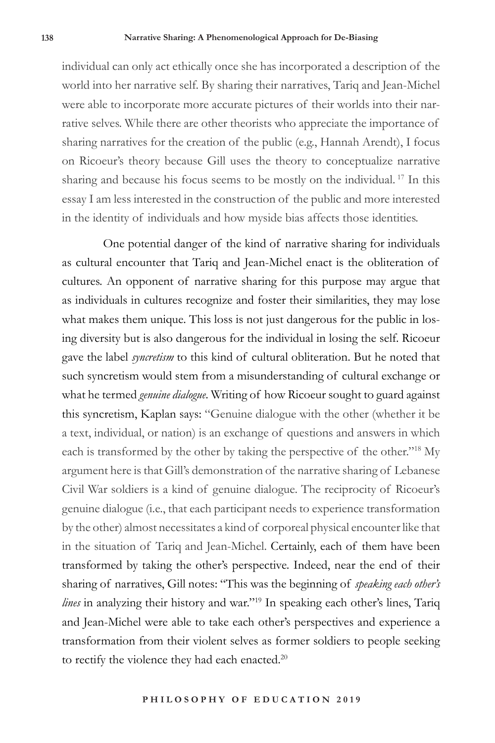individual can only act ethically once she has incorporated a description of the world into her narrative self. By sharing their narratives, Tariq and Jean-Michel were able to incorporate more accurate pictures of their worlds into their narrative selves. While there are other theorists who appreciate the importance of sharing narratives for the creation of the public (e.g., Hannah Arendt), I focus on Ricoeur's theory because Gill uses the theory to conceptualize narrative sharing and because his focus seems to be mostly on the individual.[17] In this essay I am less interested in the construction of the public and more interested in the identity of individuals and how myside bias affects those identities.

One potential danger of the kind of narrative sharing for individuals as cultural encounter that Tariq and Jean-Michel enact is the obliteration of cultures. An opponent of narrative sharing for this purpose may argue that as individuals in cultures recognize and foster their similarities, they may lose what makes them unique. This loss is not just dangerous for the public in losing diversity but is also dangerous for the individual in losing the self. Ricoeur gave the label *syncretism* to this kind of cultural obliteration. But he noted that such syncretism would stem from a misunderstanding of cultural exchange or what he termed *genuine dialogue*. Writing of how Ricoeur sought to guard against this syncretism, Kaplan says: "Genuine dialogue with the other (whether it be a text, individual, or nation) is an exchange of questions and answers in which each is transformed by the other by taking the perspective of the other."[18] My argument here is that Gill's demonstration of the narrative sharing of Lebanese Civil War soldiers is a kind of genuine dialogue. The reciprocity of Ricoeur's genuine dialogue (i.e., that each participant needs to experience transformation by the other) almost necessitates a kind of corporeal physical encounter like that in the situation of Tariq and Jean-Michel. Certainly, each of them have been transformed by taking the other's perspective. Indeed, near the end of their sharing of narratives, Gill notes: "This was the beginning of *speaking each other's lines* in analyzing their history and war."[19] In speaking each other's lines, Tariq and Jean-Michel were able to take each other's perspectives and experience a transformation from their violent selves as former soldiers to people seeking to rectify the violence they had each enacted.[20]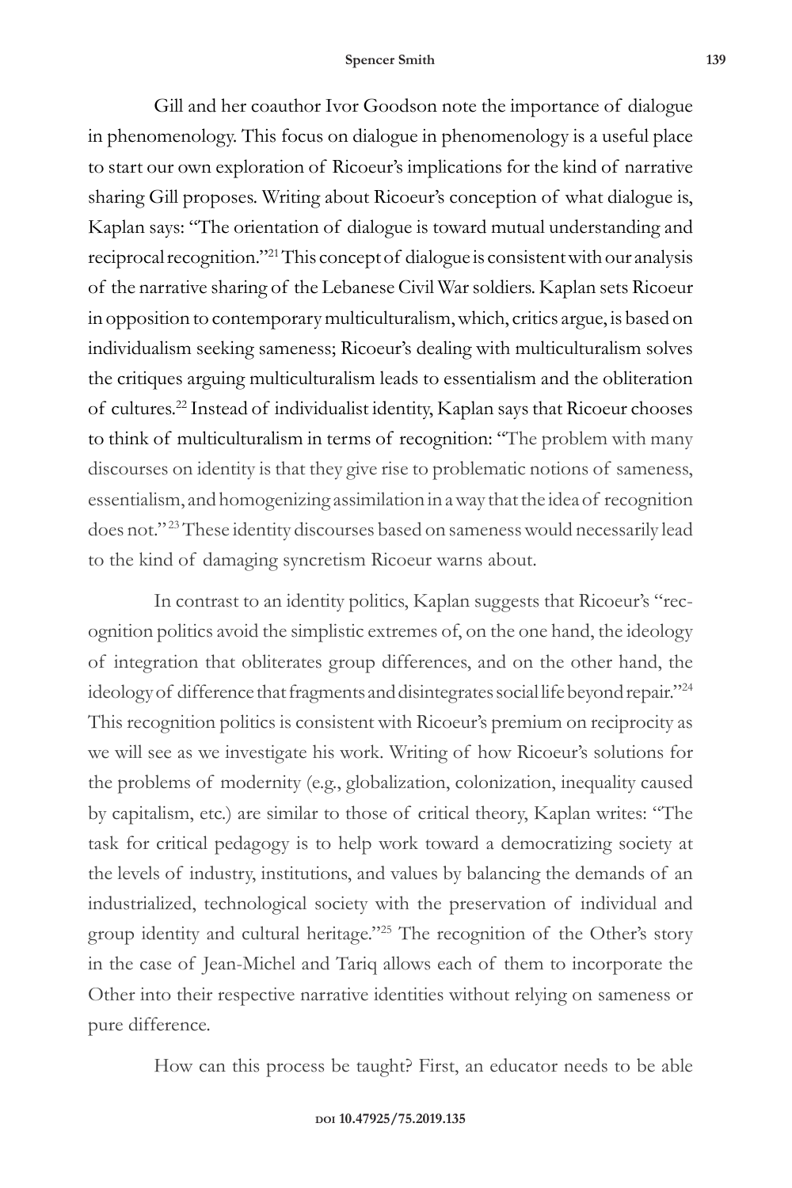Gill and her coauthor Ivor Goodson note the importance of dialogue in phenomenology. This focus on dialogue in phenomenology is a useful place to start our own exploration of Ricoeur's implications for the kind of narrative sharing Gill proposes. Writing about Ricoeur's conception of what dialogue is, Kaplan says: "The orientation of dialogue is toward mutual understanding and reciprocal recognition."[21] This concept of dialogue is consistent with our analysis of the narrative sharing of the Lebanese Civil War soldiers. Kaplan sets Ricoeur in opposition to contemporary multiculturalism, which, critics argue, is based on individualism seeking sameness; Ricoeur's dealing with multiculturalism solves the critiques arguing multiculturalism leads to essentialism and the obliteration of cultures.[22] Instead of individualist identity, Kaplan says that Ricoeur chooses to think of multiculturalism in terms of recognition: "The problem with many discourses on identity is that they give rise to problematic notions of sameness, essentialism, and homogenizing assimilation in a way that the idea of recognition does not."[23] These identity discourses based on sameness would necessarily lead to the kind of damaging syncretism Ricoeur warns about.

In contrast to an identity politics, Kaplan suggests that Ricoeur's "recognition politics avoid the simplistic extremes of, on the one hand, the ideology of integration that obliterates group differences, and on the other hand, the ideology of difference that fragments and disintegrates social life beyond repair."[24] This recognition politics is consistent with Ricoeur's premium on reciprocity as we will see as we investigate his work. Writing of how Ricoeur's solutions for the problems of modernity (e.g., globalization, colonization, inequality caused by capitalism, etc.) are similar to those of critical theory, Kaplan writes: "The task for critical pedagogy is to help work toward a democratizing society at the levels of industry, institutions, and values by balancing the demands of an industrialized, technological society with the preservation of individual and group identity and cultural heritage."[25] The recognition of the Other's story in the case of Jean-Michel and Tariq allows each of them to incorporate the Other into their respective narrative identities without relying on sameness or pure difference.

How can this process be taught? First, an educator needs to be able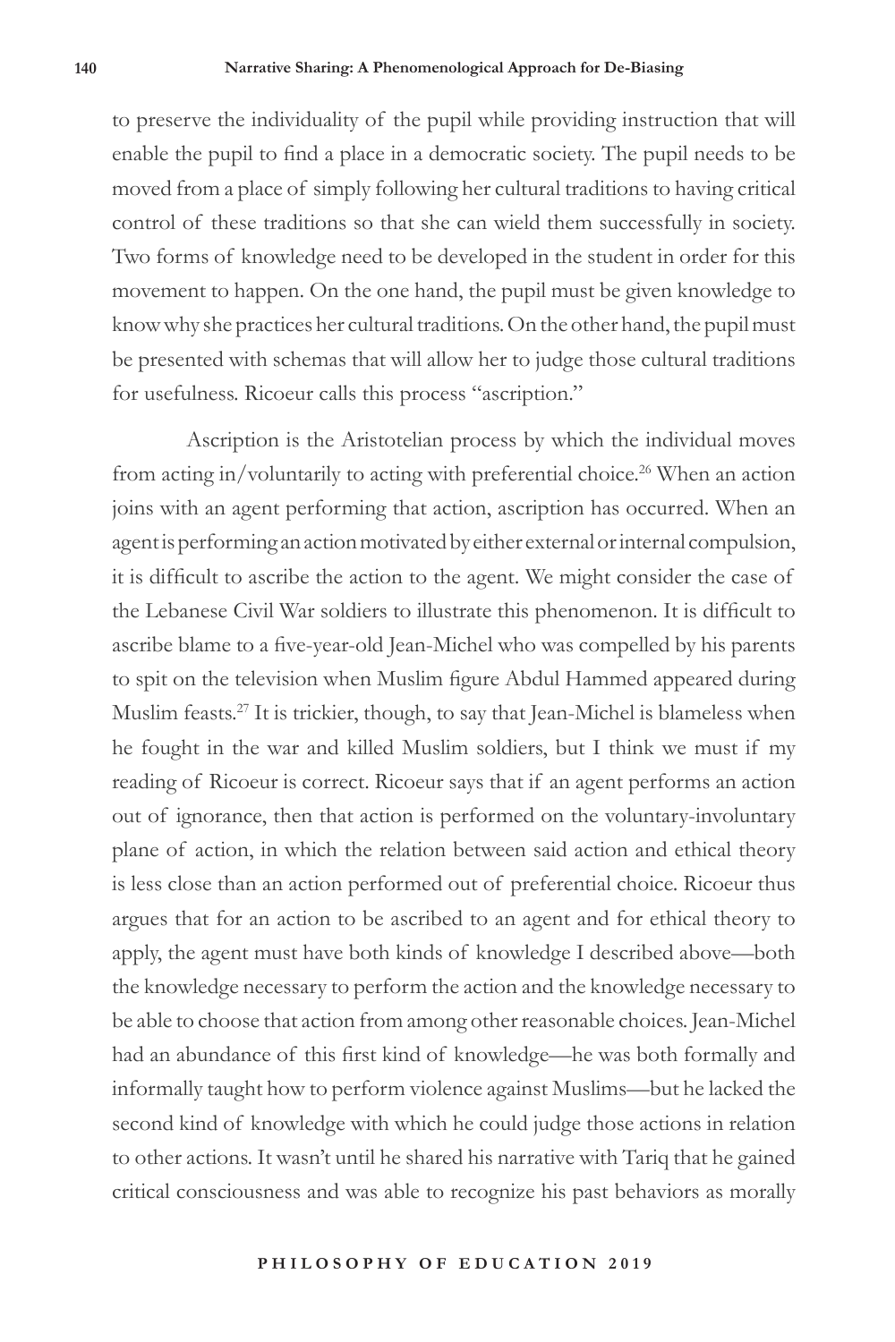to preserve the individuality of the pupil while providing instruction that will enable the pupil to find a place in a democratic society. The pupil needs to be moved from a place of simply following her cultural traditions to having critical control of these traditions so that she can wield them successfully in society. Two forms of knowledge need to be developed in the student in order for this movement to happen. On the one hand, the pupil must be given knowledge to know why she practices her cultural traditions. On the other hand, the pupil must be presented with schemas that will allow her to judge those cultural traditions for usefulness. Ricoeur calls this process "ascription."

Ascription is the Aristotelian process by which the individual moves from acting in/voluntarily to acting with preferential choice.[26] When an action joins with an agent performing that action, ascription has occurred. When an agent is performing an action motivated by either external or internal compulsion, it is difficult to ascribe the action to the agent. We might consider the case of the Lebanese Civil War soldiers to illustrate this phenomenon. It is difficult to ascribe blame to a five-year-old Jean-Michel who was compelled by his parents to spit on the television when Muslim figure Abdul Hammed appeared during Muslim feasts.[27] It is trickier, though, to say that Jean-Michel is blameless when he fought in the war and killed Muslim soldiers, but I think we must if my reading of Ricoeur is correct. Ricoeur says that if an agent performs an action out of ignorance, then that action is performed on the voluntary-involuntary plane of action, in which the relation between said action and ethical theory is less close than an action performed out of preferential choice. Ricoeur thus argues that for an action to be ascribed to an agent and for ethical theory to apply, the agent must have both kinds of knowledge I described above—both the knowledge necessary to perform the action and the knowledge necessary to be able to choose that action from among other reasonable choices. Jean-Michel had an abundance of this first kind of knowledge—he was both formally and informally taught how to perform violence against Muslims—but he lacked the second kind of knowledge with which he could judge those actions in relation to other actions. It wasn't until he shared his narrative with Tariq that he gained critical consciousness and was able to recognize his past behaviors as morally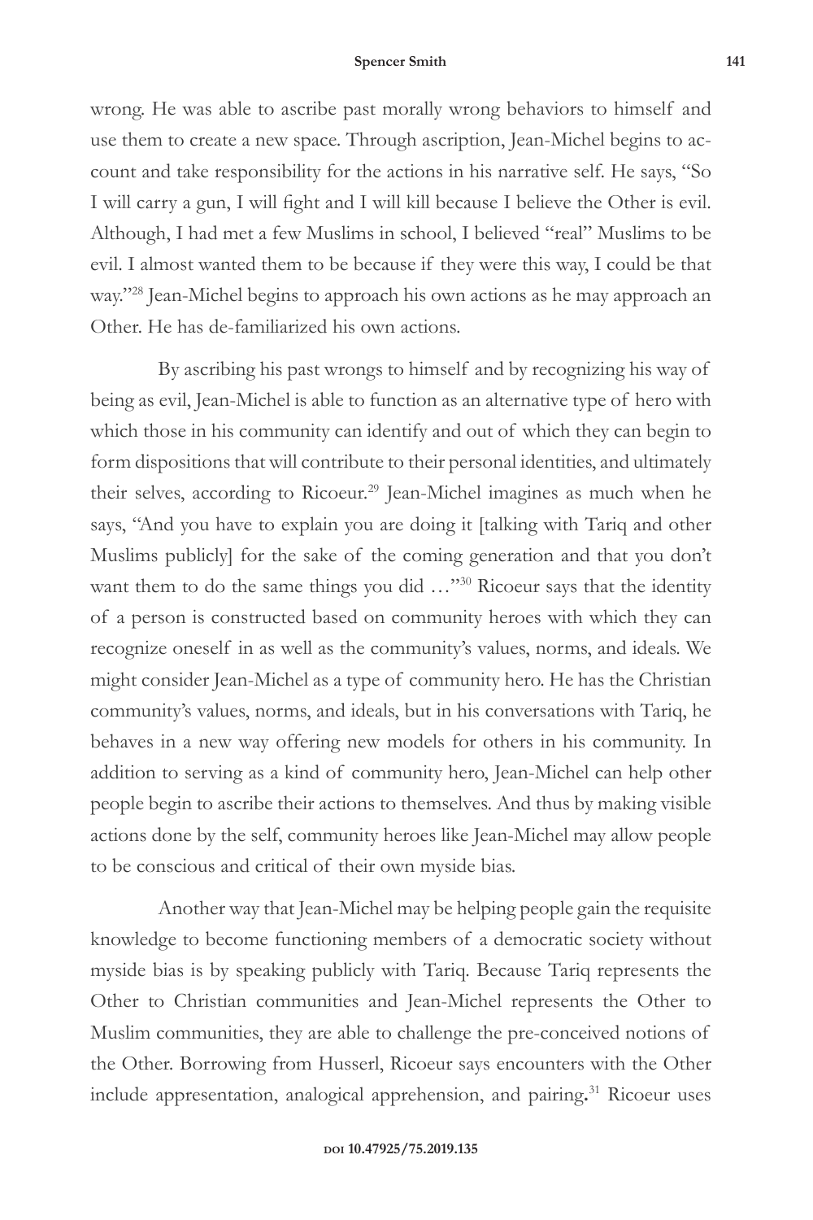wrong. He was able to ascribe past morally wrong behaviors to himself and use them to create a new space. Through ascription, Jean-Michel begins to account and take responsibility for the actions in his narrative self. He says, "So I will carry a gun, I will fight and I will kill because I believe the Other is evil. Although, I had met a few Muslims in school, I believed "real" Muslims to be evil. I almost wanted them to be because if they were this way, I could be that way."[28] Jean-Michel begins to approach his own actions as he may approach an Other. He has de-familiarized his own actions.

By ascribing his past wrongs to himself and by recognizing his way of being as evil, Jean-Michel is able to function as an alternative type of hero with which those in his community can identify and out of which they can begin to form dispositions that will contribute to their personal identities, and ultimately their selves, according to Ricoeur.[29] Jean-Michel imagines as much when he says, "And you have to explain you are doing it [talking with Tariq and other Muslims publicly] for the sake of the coming generation and that you don't want them to do the same things you did …"[30] Ricoeur says that the identity of a person is constructed based on community heroes with which they can recognize oneself in as well as the community's values, norms, and ideals. We might consider Jean-Michel as a type of community hero. He has the Christian community's values, norms, and ideals, but in his conversations with Tariq, he behaves in a new way offering new models for others in his community. In addition to serving as a kind of community hero, Jean-Michel can help other people begin to ascribe their actions to themselves. And thus by making visible actions done by the self, community heroes like Jean-Michel may allow people to be conscious and critical of their own myside bias.

Another way that Jean-Michel may be helping people gain the requisite knowledge to become functioning members of a democratic society without myside bias is by speaking publicly with Tariq. Because Tariq represents the Other to Christian communities and Jean-Michel represents the Other to Muslim communities, they are able to challenge the pre-conceived notions of the Other. Borrowing from Husserl, Ricoeur says encounters with the Other include appresentation, analogical apprehension, and pairing.[31] Ricoeur uses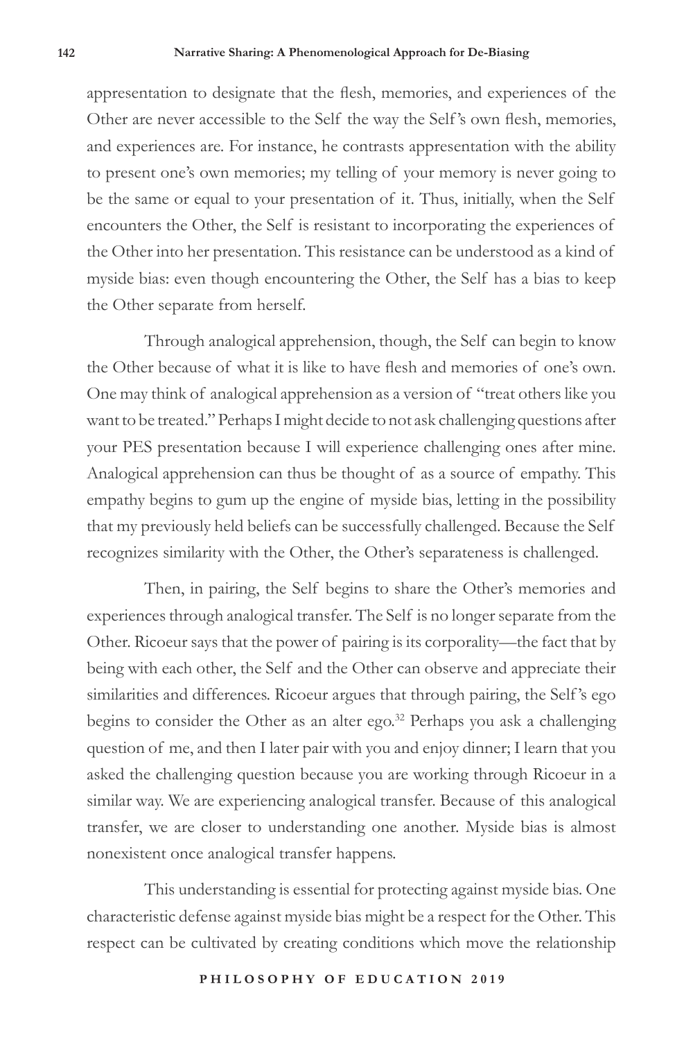appresentation to designate that the flesh, memories, and experiences of the Other are never accessible to the Self the way the Self's own flesh, memories, and experiences are. For instance, he contrasts appresentation with the ability to present one's own memories; my telling of your memory is never going to be the same or equal to your presentation of it. Thus, initially, when the Self encounters the Other, the Self is resistant to incorporating the experiences of the Other into her presentation. This resistance can be understood as a kind of myside bias: even though encountering the Other, the Self has a bias to keep the Other separate from herself.

Through analogical apprehension, though, the Self can begin to know the Other because of what it is like to have flesh and memories of one's own. One may think of analogical apprehension as a version of "treat others like you want to be treated." Perhaps I might decide to not ask challenging questions after your PES presentation because I will experience challenging ones after mine. Analogical apprehension can thus be thought of as a source of empathy. This empathy begins to gum up the engine of myside bias, letting in the possibility that my previously held beliefs can be successfully challenged. Because the Self recognizes similarity with the Other, the Other's separateness is challenged.

Then, in pairing, the Self begins to share the Other's memories and experiences through analogical transfer. The Self is no longer separate from the Other. Ricoeur says that the power of pairing is its corporality—the fact that by being with each other, the Self and the Other can observe and appreciate their similarities and differences. Ricoeur argues that through pairing, the Self's ego begins to consider the Other as an alter ego.[32] Perhaps you ask a challenging question of me, and then I later pair with you and enjoy dinner; I learn that you asked the challenging question because you are working through Ricoeur in a similar way. We are experiencing analogical transfer. Because of this analogical transfer, we are closer to understanding one another. Myside bias is almost nonexistent once analogical transfer happens.

This understanding is essential for protecting against myside bias. One characteristic defense against myside bias might be a respect for the Other. This respect can be cultivated by creating conditions which move the relationship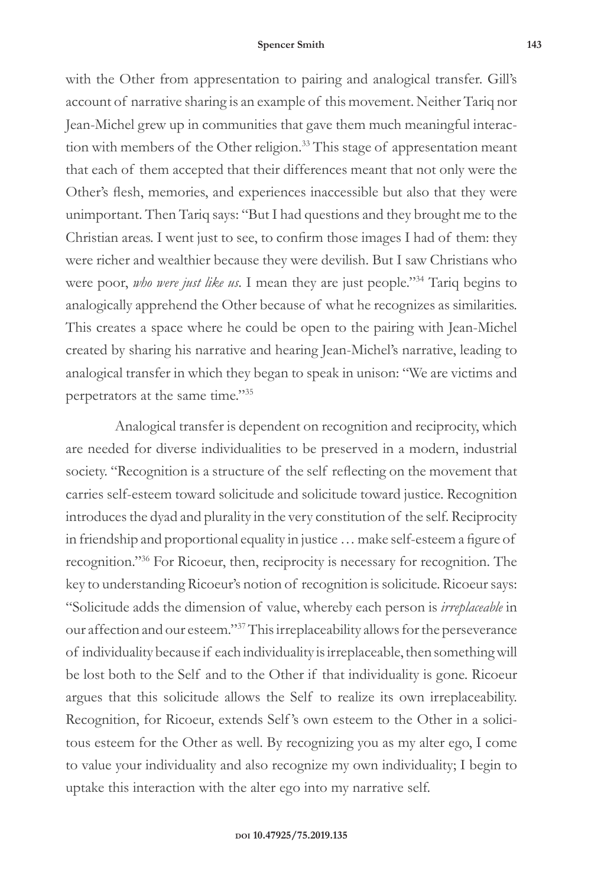with the Other from appresentation to pairing and analogical transfer. Gill's account of narrative sharing is an example of this movement. Neither Tariq nor Jean-Michel grew up in communities that gave them much meaningful interaction with members of the Other religion.[33] This stage of appresentation meant that each of them accepted that their differences meant that not only were the Other's flesh, memories, and experiences inaccessible but also that they were unimportant. Then Tariq says: "But I had questions and they brought me to the Christian areas. I went just to see, to confirm those images I had of them: they were richer and wealthier because they were devilish. But I saw Christians who were poor, *who were just like us*. I mean they are just people."[34] Tariq begins to analogically apprehend the Other because of what he recognizes as similarities. This creates a space where he could be open to the pairing with Jean-Michel created by sharing his narrative and hearing Jean-Michel's narrative, leading to analogical transfer in which they began to speak in unison: "We are victims and perpetrators at the same time."[35]

Analogical transfer is dependent on recognition and reciprocity, which are needed for diverse individualities to be preserved in a modern, industrial society. "Recognition is a structure of the self reflecting on the movement that carries self-esteem toward solicitude and solicitude toward justice. Recognition introduces the dyad and plurality in the very constitution of the self. Reciprocity in friendship and proportional equality in justice … make self-esteem a figure of recognition."[36] For Ricoeur, then, reciprocity is necessary for recognition. The key to understanding Ricoeur's notion of recognition is solicitude. Ricoeur says: "Solicitude adds the dimension of value, whereby each person is *irreplaceable* in our affection and our esteem."[37] This irreplaceability allows for the perseverance of individuality because if each individuality is irreplaceable, then something will be lost both to the Self and to the Other if that individuality is gone. Ricoeur argues that this solicitude allows the Self to realize its own irreplaceability. Recognition, for Ricoeur, extends Self's own esteem to the Other in a solicitous esteem for the Other as well. By recognizing you as my alter ego, I come to value your individuality and also recognize my own individuality; I begin to uptake this interaction with the alter ego into my narrative self.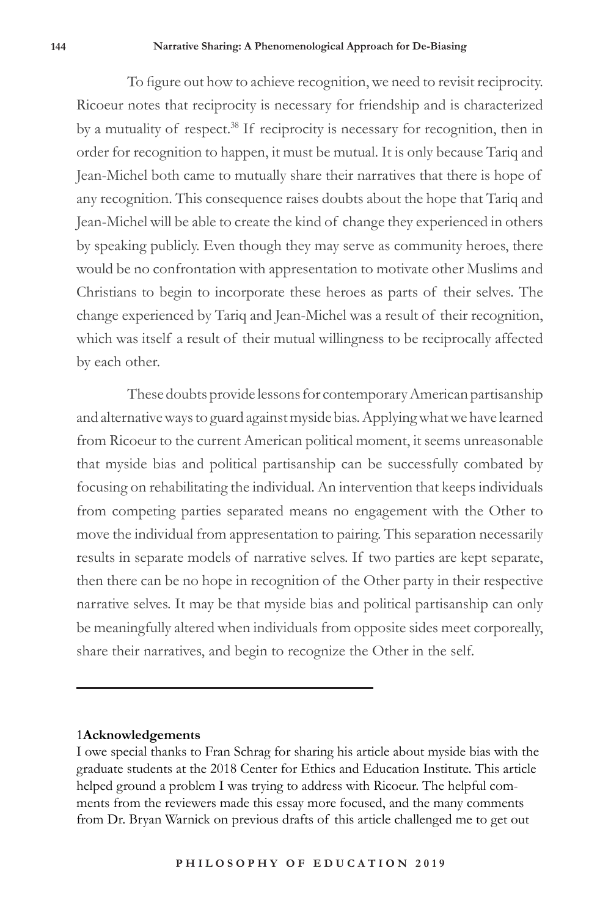To figure out how to achieve recognition, we need to revisit reciprocity. Ricoeur notes that reciprocity is necessary for friendship and is characterized by a mutuality of respect.[38] If reciprocity is necessary for recognition, then in order for recognition to happen, it must be mutual. It is only because Tariq and Jean-Michel both came to mutually share their narratives that there is hope of any recognition. This consequence raises doubts about the hope that Tariq and Jean-Michel will be able to create the kind of change they experienced in others by speaking publicly. Even though they may serve as community heroes, there would be no confrontation with appresentation to motivate other Muslims and Christians to begin to incorporate these heroes as parts of their selves. The change experienced by Tariq and Jean-Michel was a result of their recognition, which was itself a result of their mutual willingness to be reciprocally affected by each other.

These doubts provide lessons for contemporary American partisanship and alternative ways to guard against myside bias. Applying what we have learned from Ricoeur to the current American political moment, it seems unreasonable that myside bias and political partisanship can be successfully combated by focusing on rehabilitating the individual. An intervention that keeps individuals from competing parties separated means no engagement with the Other to move the individual from appresentation to pairing. This separation necessarily results in separate models of narrative selves. If two parties are kept separate, then there can be no hope in recognition of the Other party in their respective narrative selves. It may be that myside bias and political partisanship can only be meaningfully altered when individuals from opposite sides meet corporeally, share their narratives, and begin to recognize the Other in the self.

---

1**Acknowledgements**

I owe special thanks to Fran Schrag for sharing his article about myside bias with the graduate students at the 2018 Center for Ethics and Education Institute. This article helped ground a problem I was trying to address with Ricoeur. The helpful comments from the reviewers made this essay more focused, and the many comments from Dr. Bryan Warnick on previous drafts of this article challenged me to get out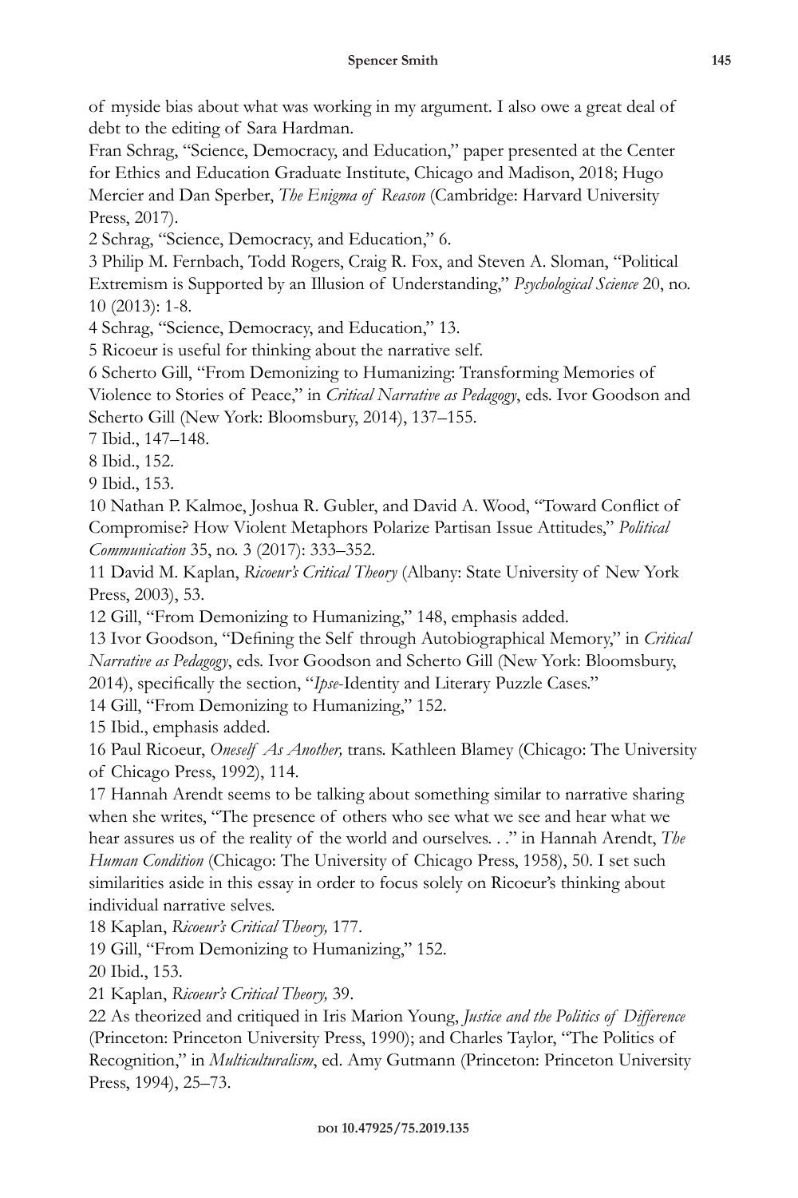of myside bias about what was working in my argument. I also owe a great deal of debt to the editing of Sara Hardman.

Fran Schrag, "Science, Democracy, and Education," paper presented at the Center for Ethics and Education Graduate Institute, Chicago and Madison, 2018; Hugo Mercier and Dan Sperber, *The Enigma of Reason* (Cambridge: Harvard University Press, 2017).

2 Schrag, "Science, Democracy, and Education," 6.

3 Philip M. Fernbach, Todd Rogers, Craig R. Fox, and Steven A. Sloman, "Political Extremism is Supported by an Illusion of Understanding," *Psychological Science* 20, no. 10 (2013): 1-8.

4 Schrag, "Science, Democracy, and Education," 13.

5 Ricoeur is useful for thinking about the narrative self.

6 Scherto Gill, "From Demonizing to Humanizing: Transforming Memories of Violence to Stories of Peace," in *Critical Narrative as Pedagogy*, eds. Ivor Goodson and Scherto Gill (New York: Bloomsbury, 2014), 137–155.

7 Ibid., 147–148.

8 Ibid., 152.

9 Ibid., 153.

10 Nathan P. Kalmoe, Joshua R. Gubler, and David A. Wood, "Toward Conflict of Compromise? How Violent Metaphors Polarize Partisan Issue Attitudes," *Political Communication* 35, no. 3 (2017): 333–352.

11 David M. Kaplan, *Ricoeur's Critical Theory* (Albany: State University of New York Press, 2003), 53.

12 Gill, "From Demonizing to Humanizing," 148, emphasis added.

13 Ivor Goodson, "Defining the Self through Autobiographical Memory," in *Critical Narrative as Pedagogy*, eds. Ivor Goodson and Scherto Gill (New York: Bloomsbury, 2014), specifically the section, "*Ipse*-Identity and Literary Puzzle Cases."

14 Gill, "From Demonizing to Humanizing," 152.

15 Ibid., emphasis added.

16 Paul Ricoeur, *Oneself As Another,* trans. Kathleen Blamey (Chicago: The University of Chicago Press, 1992), 114.

17 Hannah Arendt seems to be talking about something similar to narrative sharing when she writes, "The presence of others who see what we see and hear what we hear assures us of the reality of the world and ourselves. . ." in Hannah Arendt, *The Human Condition* (Chicago: The University of Chicago Press, 1958), 50. I set such similarities aside in this essay in order to focus solely on Ricoeur's thinking about individual narrative selves.

18 Kaplan, *Ricoeur's Critical Theory,* 177.

19 Gill, "From Demonizing to Humanizing," 152.

20 Ibid., 153.

21 Kaplan, *Ricoeur's Critical Theory,* 39.

22 As theorized and critiqued in Iris Marion Young, *Justice and the Politics of Difference* (Princeton: Princeton University Press, 1990); and Charles Taylor, "The Politics of Recognition," in *Multiculturalism*, ed. Amy Gutmann (Princeton: Princeton University Press, 1994), 25–73.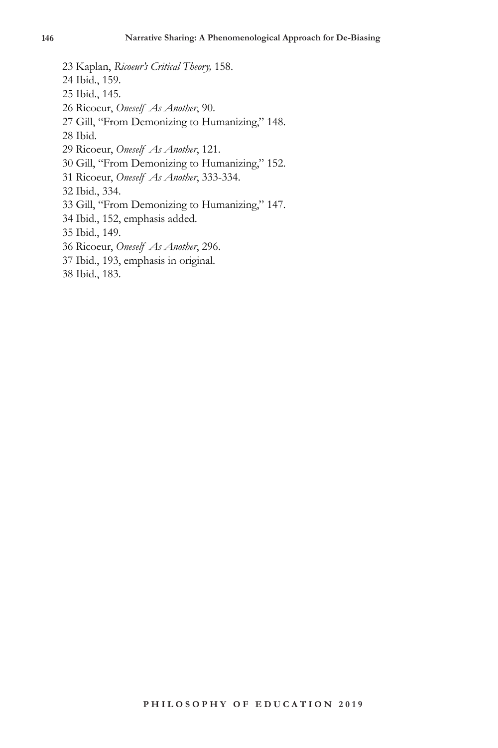23 Kaplan, *Ricoeur's Critical Theory,* 158.

24 Ibid., 159.

25 Ibid., 145.

26 Ricoeur, *Oneself As Another*, 90.

27 Gill, "From Demonizing to Humanizing," 148.

28 Ibid.

29 Ricoeur, *Oneself As Another*, 121.

30 Gill, "From Demonizing to Humanizing," 152.

31 Ricoeur, *Oneself As Another*, 333-334.

32 Ibid., 334.

33 Gill, "From Demonizing to Humanizing," 147.

34 Ibid., 152, emphasis added.

35 Ibid., 149.

36 Ricoeur, *Oneself As Another*, 296.

37 Ibid., 193, emphasis in original.

38 Ibid., 183.